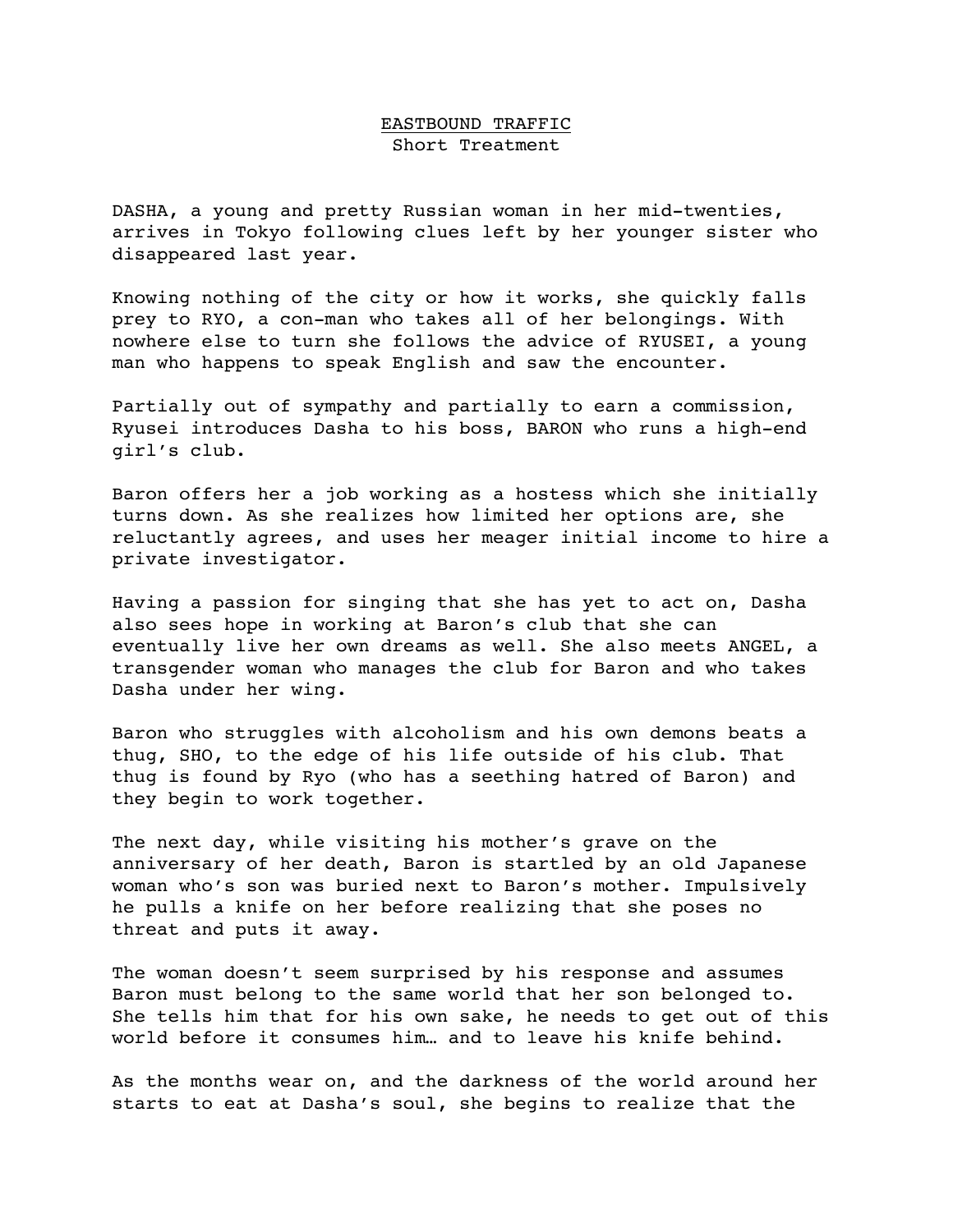# <u>EASTBOUND TRAFFIC</u>

Short Treatment

DASHA, a young and pretty Russian woman in her mid-twenties, arrives in Tokyo following clues left by her younger sister who disappeared last year.

Knowing nothing of the city or how it works, she quickly falls prey to RYO, a con-man who takes all of her belongings. With nowhere else to turn she follows the advice of RYUSEI, a young man who happens to speak English and saw the encounter.

Partially out of sympathy and partially to earn a commission, Ryusei introduces Dasha to his boss, BARON who runs a high-end girl's club.

Baron offers her a job working as a hostess which she initially turns down. As she realizes how limited her options are, she reluctantly agrees, and uses her meager initial income to hire a private investigator.

Having a passion for singing that she has yet to act on, Dasha also sees hope in working at Baron's club that she can eventually live her own dreams as well. She also meets ANGEL, a transgender woman who manages the club for Baron and who takes Dasha under her wing.

Baron who struggles with alcoholism and his own demons beats a thug, SHO, to the edge of his life outside of his club. That thug is found by Ryo (who has a seething hatred of Baron) and they begin to work together.

The next day, while visiting his mother's grave on the anniversary of her death, Baron is startled by an old Japanese woman who's son was buried next to Baron's mother. Impulsively he pulls a knife on her before realizing that she poses no threat and puts it away.

The woman doesn't seem surprised by his response and assumes Baron must belong to the same world that her son belonged to. She tells him that for his own sake, he needs to get out of this world before it consumes him… and to leave his knife behind.

As the months wear on, and the darkness of the world around her starts to eat at Dasha's soul, she begins to realize that the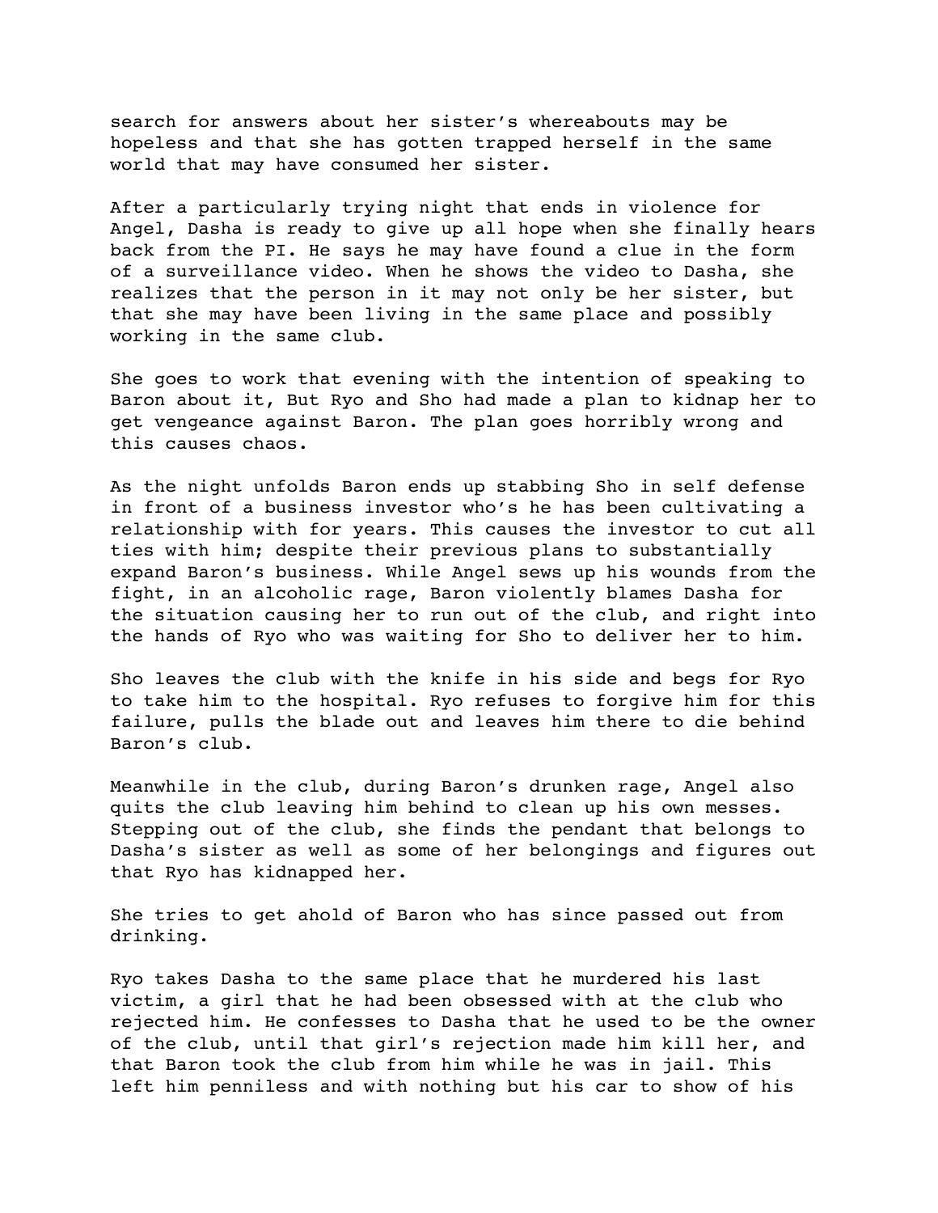search for answers about her sister's whereabouts may be hopeless and that she has gotten trapped herself in the same world that may have consumed her sister.

After a particularly trying night that ends in violence for Angel, Dasha is ready to give up all hope when she finally hears back from the PI. He says he may have found a clue in the form of a surveillance video. When he shows the video to Dasha, she realizes that the person in it may not only be her sister, but that she may have been living in the same place and possibly working in the same club.

She goes to work that evening with the intention of speaking to Baron about it, But Ryo and Sho had made a plan to kidnap her to get vengeance against Baron. The plan goes horribly wrong and this causes chaos.

As the night unfolds Baron ends up stabbing Sho in self defense in front of a business investor who's he has been cultivating a relationship with for years. This causes the investor to cut all ties with him; despite their previous plans to substantially expand Baron's business. While Angel sews up his wounds from the fight, in an alcoholic rage, Baron violently blames Dasha for the situation causing her to run out of the club, and right into the hands of Ryo who was waiting for Sho to deliver her to him.

Sho leaves the club with the knife in his side and begs for Ryo to take him to the hospital. Ryo refuses to forgive him for this failure, pulls the blade out and leaves him there to die behind Baron's club.

Meanwhile in the club, during Baron's drunken rage, Angel also quits the club leaving him behind to clean up his own messes. Stepping out of the club, she finds the pendant that belongs to Dasha's sister as well as some of her belongings and figures out that Ryo has kidnapped her.

She tries to get ahold of Baron who has since passed out from drinking.

Ryo takes Dasha to the same place that he murdered his last victim, a girl that he had been obsessed with at the club who rejected him. He confesses to Dasha that he used to be the owner of the club, until that girl's rejection made him kill her, and that Baron took the club from him while he was in jail. This left him penniless and with nothing but his car to show of his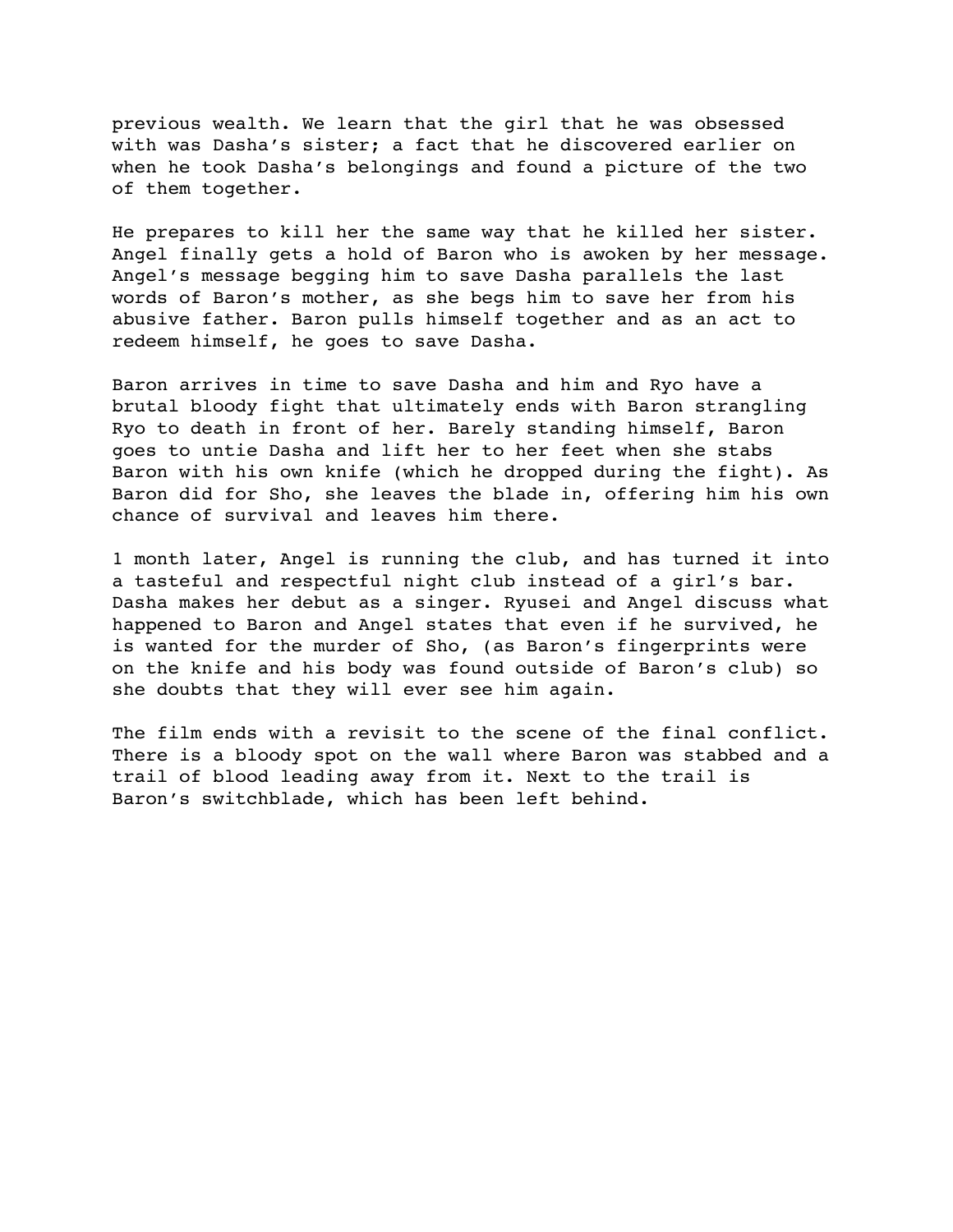previous wealth. We learn that the girl that he was obsessed with was Dasha's sister; a fact that he discovered earlier on when he took Dasha's belongings and found a picture of the two of them together.

He prepares to kill her the same way that he killed her sister. Angel finally gets a hold of Baron who is awoken by her message. Angel's message begging him to save Dasha parallels the last words of Baron's mother, as she begs him to save her from his abusive father. Baron pulls himself together and as an act to redeem himself, he goes to save Dasha.

Baron arrives in time to save Dasha and him and Ryo have a brutal bloody fight that ultimately ends with Baron strangling Ryo to death in front of her. Barely standing himself, Baron goes to untie Dasha and lift her to her feet when she stabs Baron with his own knife (which he dropped during the fight). As Baron did for Sho, she leaves the blade in, offering him his own chance of survival and leaves him there.

1 month later, Angel is running the club, and has turned it into a tasteful and respectful night club instead of a girl's bar. Dasha makes her debut as a singer. Ryusei and Angel discuss what happened to Baron and Angel states that even if he survived, he is wanted for the murder of Sho, (as Baron's fingerprints were on the knife and his body was found outside of Baron's club) so she doubts that they will ever see him again.

The film ends with a revisit to the scene of the final conflict. There is a bloody spot on the wall where Baron was stabbed and a trail of blood leading away from it. Next to the trail is Baron's switchblade, which has been left behind.